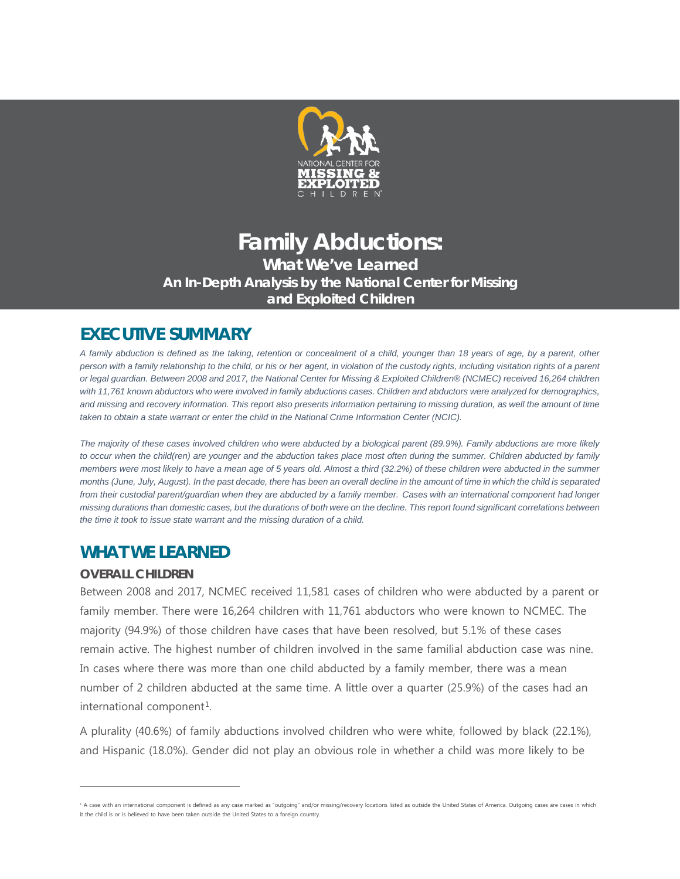# Family Abductions:

## What We've Learned

### An In-Depth Analysis by the National Center for Missing and Exploited Children

## EXECUTIVE SUMMARY

*A family abduction is defined as the taking, retention or concealment of a child, younger than 18 years of age, by a parent, other person with a family relationship to the child, or his or her agent, in violation of the custody rights, including visitation rights of a parent or legal guardian. Between 2008 and 2017, the National Center for Missing & Exploited Children® (NCMEC) received 16,264 children with 11,761 known abductors who were involved in family abductions cases. Children and abductors were analyzed for demographics, and missing and recovery information. This report also presents information pertaining to missing duration, as well the amount of time taken to obtain a state warrant or enter the child in the National Crime Information Center (NCIC).*

*The majority of these cases involved children who were abducted by a biological parent (89.9%). Family abductions are more likely to occur when the child(ren) are younger and the abduction takes place most often during the summer. Children abducted by family members were most likely to have a mean age of 5 years old. Almost a third (32.2%) of these children were abducted in the summer months (June, July, August). In the past decade, there has been an overall decline in the amount of time in which the child is separated from their custodial parent/guardian when they are abducted by a family member. Cases with an international component had longer missing durations than domestic cases, but the durations of both were on the decline. This report found significant correlations between the time it took to issue state warrant and the missing duration of a child.*

## WHAT WE LEARNED

### OVERALL CHILDREN

Between 2008 and 2017, NCMEC received 11,581 cases of children who were abducted by a parent or family member. There were 16,264 children with 11,761 abductors who were known to NCMEC. The majority (94.9%) of those children have cases that have been resolved, but 5.1% of these cases remain active. The highest number of children involved in the same familial abduction case was nine. In cases where there was more than one child abducted by a family member, there was a mean number of 2 children abducted at the same time. A little over a quarter (25.9%) of the cases had an international component[1].

A plurality (40.6%) of family abductions involved children who were white, followed by black (22.1%), and Hispanic (18.0%). Gender did not play an obvious role in whether a child was more likely to be

[1] A case with an international component is defined as any case marked as "outgoing" and/or missing/recovery locations listed as outside the United States of America. Outgoing cases are cases in which it the child is or is believed to have been taken outside the United States to a foreign country.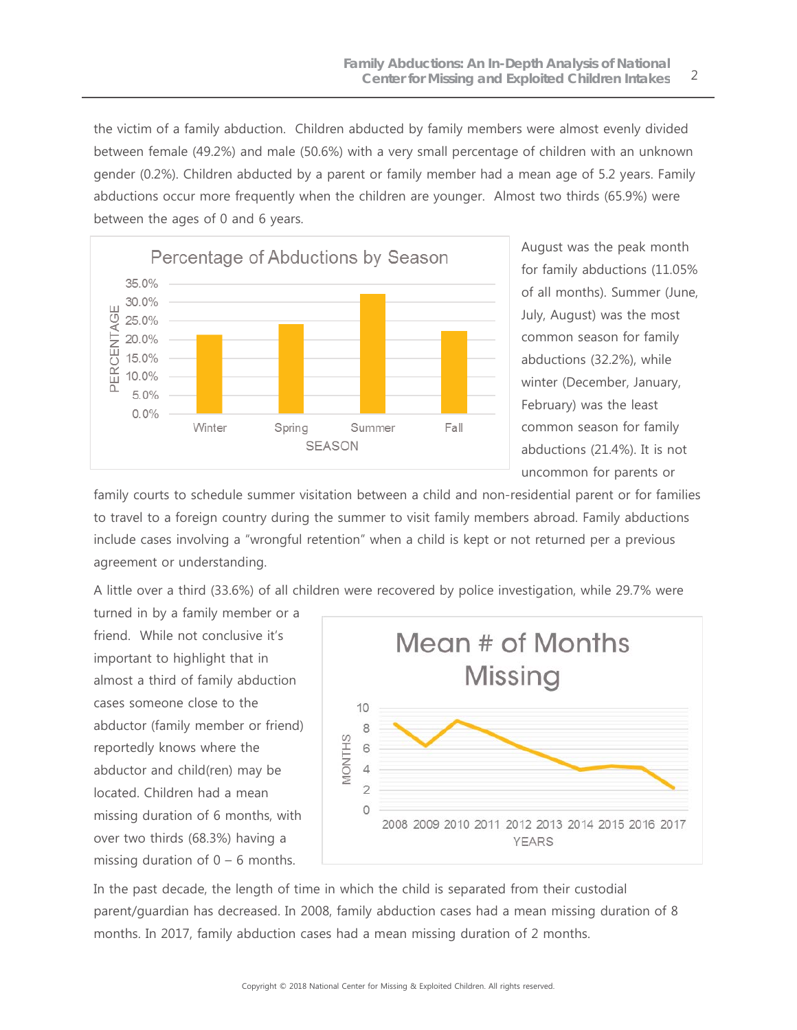the victim of a family abduction. Children abducted by family members were almost evenly divided between female (49.2%) and male (50.6%) with a very small percentage of children with an unknown gender (0.2%). Children abducted by a parent or family member had a mean age of 5.2 years. Family abductions occur more frequently when the children are younger. Almost two thirds (65.9%) were between the ages of 0 and 6 years.

August was the peak month for family abductions (11.05% of all months). Summer (June, July, August) was the most common season for family abductions (32.2%), while winter (December, January, February) was the least common season for family abductions (21.4%). It is not uncommon for parents or family courts to schedule summer visitation between a child and non-residential parent or for families to travel to a foreign country during the summer to visit family members abroad. Family abductions include cases involving a "wrongful retention" when a child is kept or not returned per a previous agreement or understanding.

A little over a third (33.6%) of all children were recovered by police investigation, while 29.7% were turned in by a family member or a friend. While not conclusive it's important to highlight that in almost a third of family abduction cases someone close to the abductor (family member or friend) reportedly knows where the abductor and child(ren) may be located. Children had a mean missing duration of 6 months, with over two thirds (68.3%) having a missing duration of 0 – 6 months.

In the past decade, the length of time in which the child is separated from their custodial parent/guardian has decreased. In 2008, family abduction cases had a mean missing duration of 8 months. In 2017, family abduction cases had a mean missing duration of 2 months.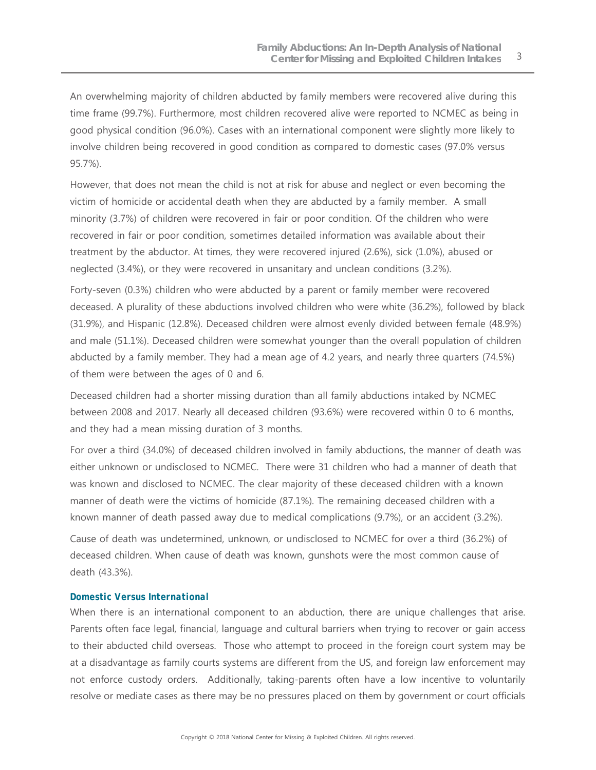An overwhelming majority of children abducted by family members were recovered alive during this time frame (99.7%). Furthermore, most children recovered alive were reported to NCMEC as being in good physical condition (96.0%). Cases with an international component were slightly more likely to involve children being recovered in good condition as compared to domestic cases (97.0% versus 95.7%).

However, that does not mean the child is not at risk for abuse and neglect or even becoming the victim of homicide or accidental death when they are abducted by a family member. A small minority (3.7%) of children were recovered in fair or poor condition. Of the children who were recovered in fair or poor condition, sometimes detailed information was available about their treatment by the abductor. At times, they were recovered injured (2.6%), sick (1.0%), abused or neglected (3.4%), or they were recovered in unsanitary and unclean conditions (3.2%).

Forty-seven (0.3%) children who were abducted by a parent or family member were recovered deceased. A plurality of these abductions involved children who were white (36.2%), followed by black (31.9%), and Hispanic (12.8%). Deceased children were almost evenly divided between female (48.9%) and male (51.1%). Deceased children were somewhat younger than the overall population of children abducted by a family member. They had a mean age of 4.2 years, and nearly three quarters (74.5%) of them were between the ages of 0 and 6.

Deceased children had a shorter missing duration than all family abductions intaked by NCMEC between 2008 and 2017. Nearly all deceased children (93.6%) were recovered within 0 to 6 months, and they had a mean missing duration of 3 months.

For over a third (34.0%) of deceased children involved in family abductions, the manner of death was either unknown or undisclosed to NCMEC. There were 31 children who had a manner of death that was known and disclosed to NCMEC. The clear majority of these deceased children with a known manner of death were the victims of homicide (87.1%). The remaining deceased children with a known manner of death passed away due to medical complications (9.7%), or an accident (3.2%).

Cause of death was undetermined, unknown, or undisclosed to NCMEC for over a third (36.2%) of deceased children. When cause of death was known, gunshots were the most common cause of death (43.3%).

### Domestic Versus International

When there is an international component to an abduction, there are unique challenges that arise. Parents often face legal, financial, language and cultural barriers when trying to recover or gain access to their abducted child overseas. Those who attempt to proceed in the foreign court system may be at a disadvantage as family courts systems are different from the US, and foreign law enforcement may not enforce custody orders. Additionally, taking-parents often have a low incentive to voluntarily resolve or mediate cases as there may be no pressures placed on them by government or court officials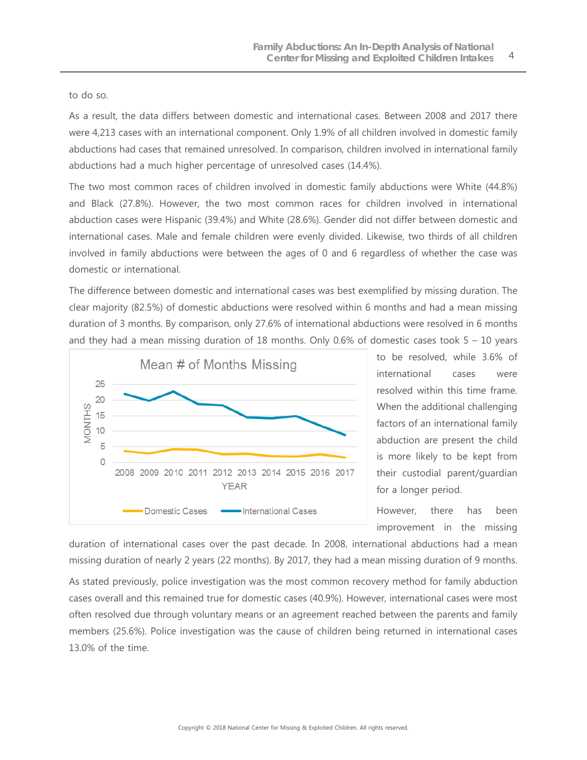to do so.

As a result, the data differs between domestic and international cases. Between 2008 and 2017 there were 4,213 cases with an international component. Only 1.9% of all children involved in domestic family abductions had cases that remained unresolved. In comparison, children involved in international family abductions had a much higher percentage of unresolved cases (14.4%).

The two most common races of children involved in domestic family abductions were White (44.8%) and Black (27.8%). However, the two most common races for children involved in international abduction cases were Hispanic (39.4%) and White (28.6%). Gender did not differ between domestic and international cases. Male and female children were evenly divided. Likewise, two thirds of all children involved in family abductions were between the ages of 0 and 6 regardless of whether the case was domestic or international.

The difference between domestic and international cases was best exemplified by missing duration. The clear majority (82.5%) of domestic abductions were resolved within 6 months and had a mean missing duration of 3 months. By comparison, only 27.6% of international abductions were resolved in 6 months and they had a mean missing duration of 18 months. Only 0.6% of domestic cases took 5 – 10 years to be resolved, while 3.6% of international cases were resolved within this time frame. When the additional challenging factors of an international family abduction are present the child is more likely to be kept from their custodial parent/guardian for a longer period.

However, there has been improvement in the missing duration of international cases over the past decade. In 2008, international abductions had a mean missing duration of nearly 2 years (22 months). By 2017, they had a mean missing duration of 9 months.

As stated previously, police investigation was the most common recovery method for family abduction cases overall and this remained true for domestic cases (40.9%). However, international cases were most often resolved due through voluntary means or an agreement reached between the parents and family members (25.6%). Police investigation was the cause of children being returned in international cases 13.0% of the time.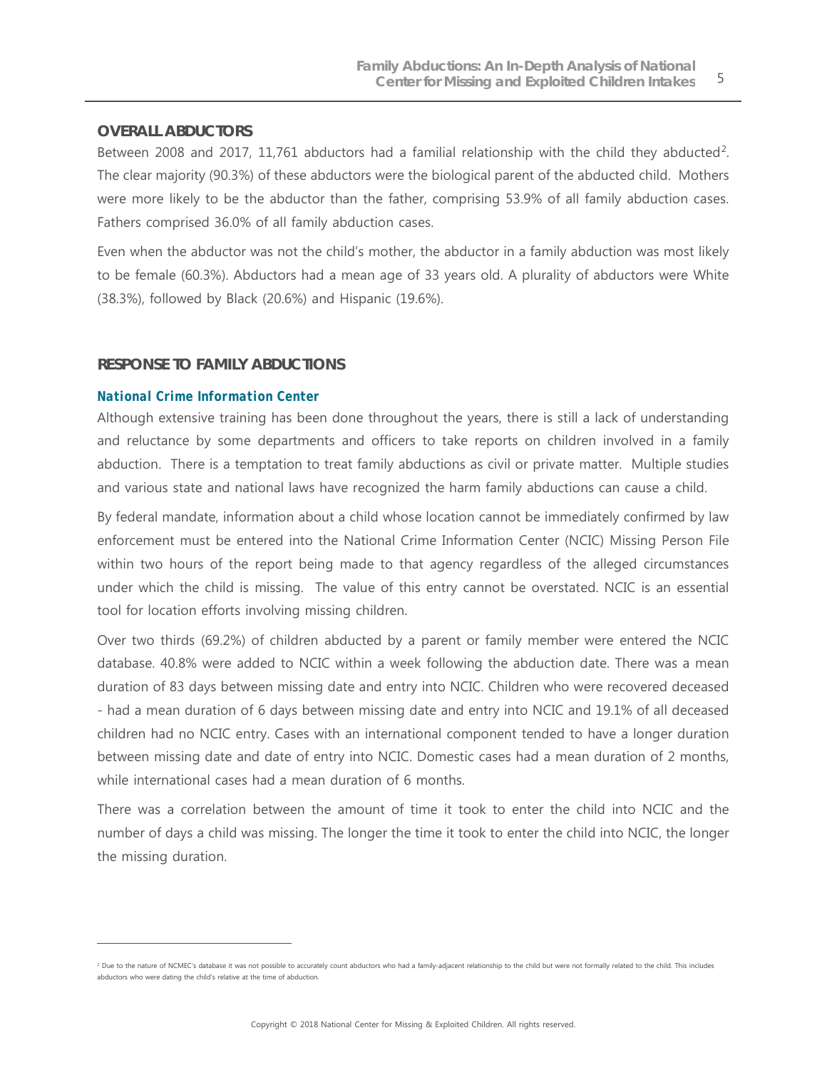## OVERALL ABDUCTORS

Between 2008 and 2017, 11,761 abductors had a familial relationship with the child they abducted[2]. The clear majority (90.3%) of these abductors were the biological parent of the abducted child. Mothers were more likely to be the abductor than the father, comprising 53.9% of all family abduction cases. Fathers comprised 36.0% of all family abduction cases.

Even when the abductor was not the child's mother, the abductor in a family abduction was most likely to be female (60.3%). Abductors had a mean age of 33 years old. A plurality of abductors were White (38.3%), followed by Black (20.6%) and Hispanic (19.6%).

## RESPONSE TO FAMILY ABDUCTIONS

### National Crime Information Center

Although extensive training has been done throughout the years, there is still a lack of understanding and reluctance by some departments and officers to take reports on children involved in a family abduction. There is a temptation to treat family abductions as civil or private matter. Multiple studies and various state and national laws have recognized the harm family abductions can cause a child.

By federal mandate, information about a child whose location cannot be immediately confirmed by law enforcement must be entered into the National Crime Information Center (NCIC) Missing Person File within two hours of the report being made to that agency regardless of the alleged circumstances under which the child is missing. The value of this entry cannot be overstated. NCIC is an essential tool for location efforts involving missing children.

Over two thirds (69.2%) of children abducted by a parent or family member were entered the NCIC database. 40.8% were added to NCIC within a week following the abduction date. There was a mean duration of 83 days between missing date and entry into NCIC. Children who were recovered deceased - had a mean duration of 6 days between missing date and entry into NCIC and 19.1% of all deceased children had no NCIC entry. Cases with an international component tended to have a longer duration between missing date and date of entry into NCIC. Domestic cases had a mean duration of 2 months, while international cases had a mean duration of 6 months.

There was a correlation between the amount of time it took to enter the child into NCIC and the number of days a child was missing. The longer the time it took to enter the child into NCIC, the longer the missing duration.

---

[2] Due to the nature of NCMEC's database it was not possible to accurately count abductors who had a family-adjacent relationship to the child but were not formally related to the child. This includes abductors who were dating the child's relative at the time of abduction.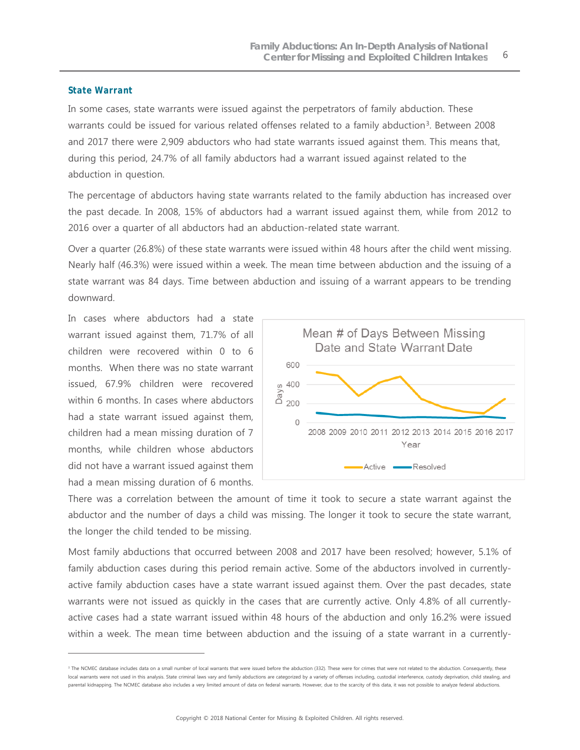### State Warrant

In some cases, state warrants were issued against the perpetrators of family abduction. These warrants could be issued for various related offenses related to a family abduction[3]. Between 2008 and 2017 there were 2,909 abductors who had state warrants issued against them. This means that, during this period, 24.7% of all family abductors had a warrant issued against related to the abduction in question.

The percentage of abductors having state warrants related to the family abduction has increased over the past decade. In 2008, 15% of abductors had a warrant issued against them, while from 2012 to 2016 over a quarter of all abductors had an abduction-related state warrant.

Over a quarter (26.8%) of these state warrants were issued within 48 hours after the child went missing. Nearly half (46.3%) were issued within a week. The mean time between abduction and the issuing of a state warrant was 84 days. Time between abduction and issuing of a warrant appears to be trending downward.

In cases where abductors had a state warrant issued against them, 71.7% of all children were recovered within 0 to 6 months. When there was no state warrant issued, 67.9% children were recovered within 6 months. In cases where abductors had a state warrant issued against them, children had a mean missing duration of 7 months, while children whose abductors did not have a warrant issued against them had a mean missing duration of 6 months.

Mean # of Days Between Missing Date and State Warrant Date

There was a correlation between the amount of time it took to secure a state warrant against the abductor and the number of days a child was missing. The longer it took to secure the state warrant, the longer the child tended to be missing.

Most family abductions that occurred between 2008 and 2017 have been resolved; however, 5.1% of family abduction cases during this period remain active. Some of the abductors involved in currently-active family abduction cases have a state warrant issued against them. Over the past decades, state warrants were not issued as quickly in the cases that are currently active. Only 4.8% of all currently-active cases had a state warrant issued within 48 hours of the abduction and only 16.2% were issued within a week. The mean time between abduction and the issuing of a state warrant in a currently-

---

[3] The NCMEC database includes data on a small number of local warrants that were issued before the abduction (332). These were for crimes that were not related to the abduction. Consequently, these local warrants were not used in this analysis. State criminal laws vary and family abductions are categorized by a variety of offenses including, custodial interference, custody deprivation, child stealing, and parental kidnapping. The NCMEC database also includes a very limited amount of data on federal warrants. However, due to the scarcity of this data, it was not possible to analyze federal abductions.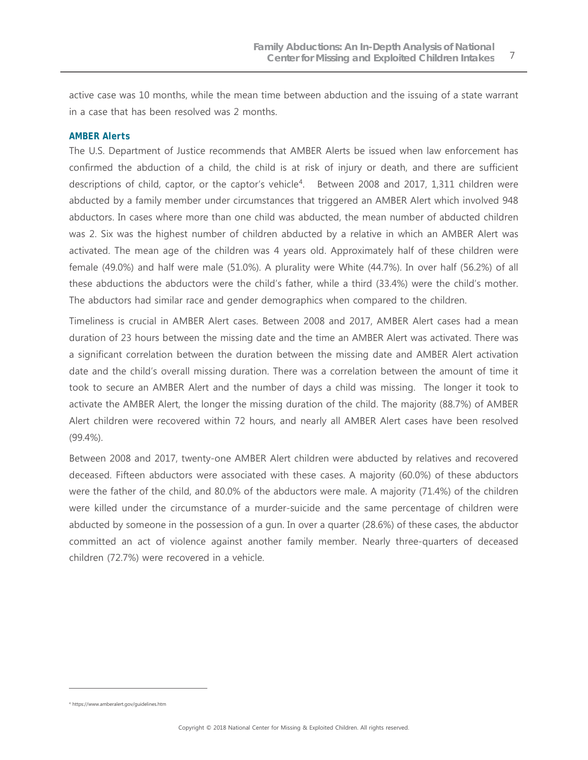active case was 10 months, while the mean time between abduction and the issuing of a state warrant in a case that has been resolved was 2 months.

### AMBER Alerts

The U.S. Department of Justice recommends that AMBER Alerts be issued when law enforcement has confirmed the abduction of a child, the child is at risk of injury or death, and there are sufficient descriptions of child, captor, or the captor's vehicle[4]. Between 2008 and 2017, 1,311 children were abducted by a family member under circumstances that triggered an AMBER Alert which involved 948 abductors. In cases where more than one child was abducted, the mean number of abducted children was 2. Six was the highest number of children abducted by a relative in which an AMBER Alert was activated. The mean age of the children was 4 years old. Approximately half of these children were female (49.0%) and half were male (51.0%). A plurality were White (44.7%). In over half (56.2%) of all these abductions the abductors were the child's father, while a third (33.4%) were the child's mother. The abductors had similar race and gender demographics when compared to the children.

Timeliness is crucial in AMBER Alert cases. Between 2008 and 2017, AMBER Alert cases had a mean duration of 23 hours between the missing date and the time an AMBER Alert was activated. There was a significant correlation between the duration between the missing date and AMBER Alert activation date and the child's overall missing duration. There was a correlation between the amount of time it took to secure an AMBER Alert and the number of days a child was missing. The longer it took to activate the AMBER Alert, the longer the missing duration of the child. The majority (88.7%) of AMBER Alert children were recovered within 72 hours, and nearly all AMBER Alert cases have been resolved (99.4%).

Between 2008 and 2017, twenty-one AMBER Alert children were abducted by relatives and recovered deceased. Fifteen abductors were associated with these cases. A majority (60.0%) of these abductors were the father of the child, and 80.0% of the abductors were male. A majority (71.4%) of the children were killed under the circumstance of a murder-suicide and the same percentage of children were abducted by someone in the possession of a gun. In over a quarter (28.6%) of these cases, the abductor committed an act of violence against another family member. Nearly three-quarters of deceased children (72.7%) were recovered in a vehicle.

[4] https://www.amberalert.gov/guidelines.htm